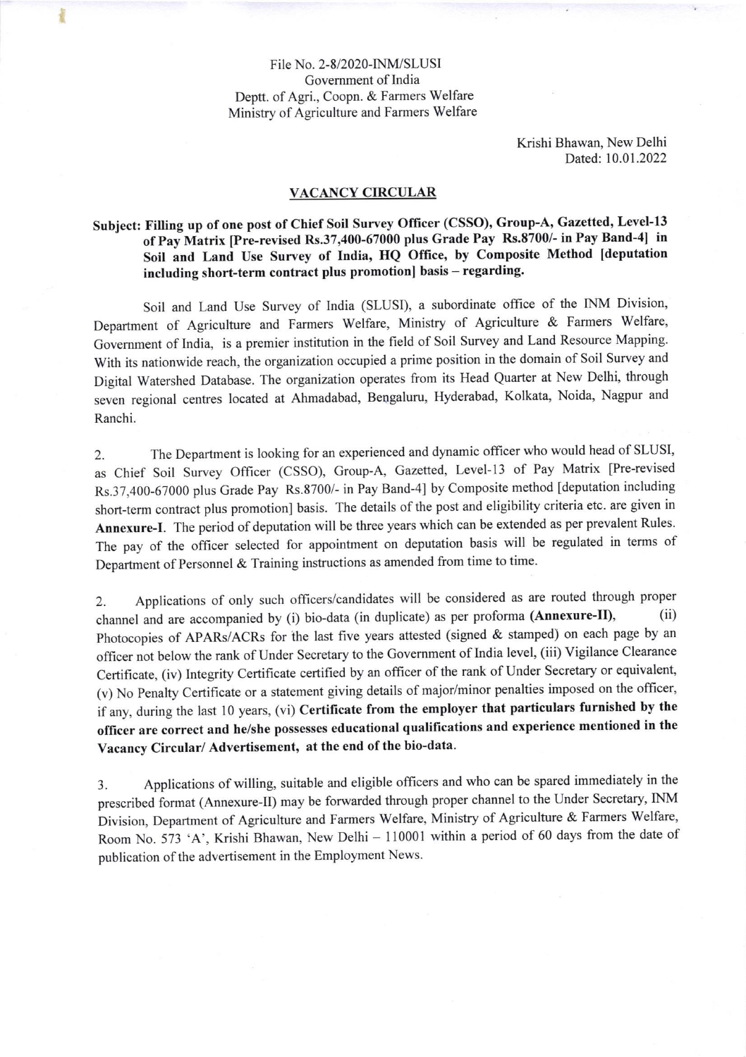File No. 2-8/2020-INM/SLUSI
Government of India
Deptt. of Agri., Coopn. & Farmers Welfare
Ministry of Agriculture and Farmers Welfare

Krishi Bhawan, New Delhi
Dated: 10.01.2022

## VACANCY CIRCULAR

**Subject: Filling up of one post of Chief Soil Survey Officer (CSSO), Group-A, Gazetted, Level-13 of Pay Matrix [Pre-revised Rs.37,400-67000 plus Grade Pay Rs.8700/- in Pay Band-4] in Soil and Land Use Survey of India, HQ Office, by Composite Method [deputation including short-term contract plus promotion] basis – regarding.**

Soil and Land Use Survey of India (SLUSI), a subordinate office of the INM Division, Department of Agriculture and Farmers Welfare, Ministry of Agriculture & Farmers Welfare, Government of India, is a premier institution in the field of Soil Survey and Land Resource Mapping. With its nationwide reach, the organization occupied a prime position in the domain of Soil Survey and Digital Watershed Database. The organization operates from its Head Quarter at New Delhi, through seven regional centres located at Ahmadabad, Bengaluru, Hyderabad, Kolkata, Noida, Nagpur and Ranchi.

2. The Department is looking for an experienced and dynamic officer who would head of SLUSI, as Chief Soil Survey Officer (CSSO), Group-A, Gazetted, Level-13 of Pay Matrix [Pre-revised Rs.37,400-67000 plus Grade Pay Rs.8700/- in Pay Band-4] by Composite method [deputation including short-term contract plus promotion] basis. The details of the post and eligibility criteria etc. are given in **Annexure-I**. The period of deputation will be three years which can be extended as per prevalent Rules. The pay of the officer selected for appointment on deputation basis will be regulated in terms of Department of Personnel & Training instructions as amended from time to time.

2. Applications of only such officers/candidates will be considered as are routed through proper channel and are accompanied by (i) bio-data (in duplicate) as per proforma **(Annexure-II)**, (ii) Photocopies of APARs/ACRs for the last five years attested (signed & stamped) on each page by an officer not below the rank of Under Secretary to the Government of India level, (iii) Vigilance Clearance Certificate, (iv) Integrity Certificate certified by an officer of the rank of Under Secretary or equivalent, (v) No Penalty Certificate or a statement giving details of major/minor penalties imposed on the officer, if any, during the last 10 years, (vi) **Certificate from the employer that particulars furnished by the officer are correct and he/she possesses educational qualifications and experience mentioned in the Vacancy Circular/ Advertisement, at the end of the bio-data.**

3. Applications of willing, suitable and eligible officers and who can be spared immediately in the prescribed format (Annexure-II) may be forwarded through proper channel to the Under Secretary, INM Division, Department of Agriculture and Farmers Welfare, Ministry of Agriculture & Farmers Welfare, Room No. 573 'A', Krishi Bhawan, New Delhi – 110001 within a period of 60 days from the date of publication of the advertisement in the Employment News.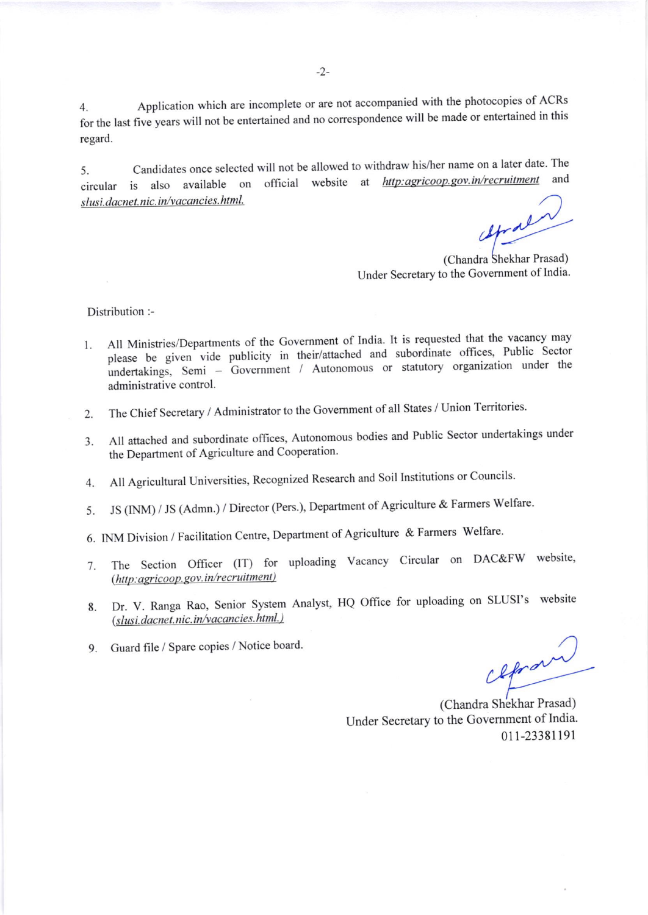4. Application which are incomplete or are not accompanied with the photocopies of ACRs for the last five years will not be entertained and no correspondence will be made or entertained in this regard.

5. Candidates once selected will not be allowed to withdraw his/her name on a later date. The circular is also available on official website at *http:agricoop.gov.in/recruitment* and *slusi.dacnet.nic.in/vacancies.html.*

(Chandra Shekhar Prasad)
Under Secretary to the Government of India.

Distribution :-

1. All Ministries/Departments of the Government of India. It is requested that the vacancy may please be given vide publicity in their/attached and subordinate offices, Public Sector undertakings, Semi – Government / Autonomous or statutory organization under the administrative control.
2. The Chief Secretary / Administrator to the Government of all States / Union Territories.
3. All attached and subordinate offices, Autonomous bodies and Public Sector undertakings under the Department of Agriculture and Cooperation.
4. All Agricultural Universities, Recognized Research and Soil Institutions or Councils.
5. JS (INM) / JS (Admn.) / Director (Pers.), Department of Agriculture & Farmers Welfare.
6. INM Division / Facilitation Centre, Department of Agriculture & Farmers Welfare.
7. The Section Officer (IT) for uploading Vacancy Circular on DAC&FW website, (*http:agricoop.gov.in/recruitment*)
8. Dr. V. Ranga Rao, Senior System Analyst, HQ Office for uploading on SLUSI's website (*slusi.dacnet.nic.in/vacancies.html.*)
9. Guard file / Spare copies / Notice board.

(Chandra Shekhar Prasad)
Under Secretary to the Government of India.
011-23381191